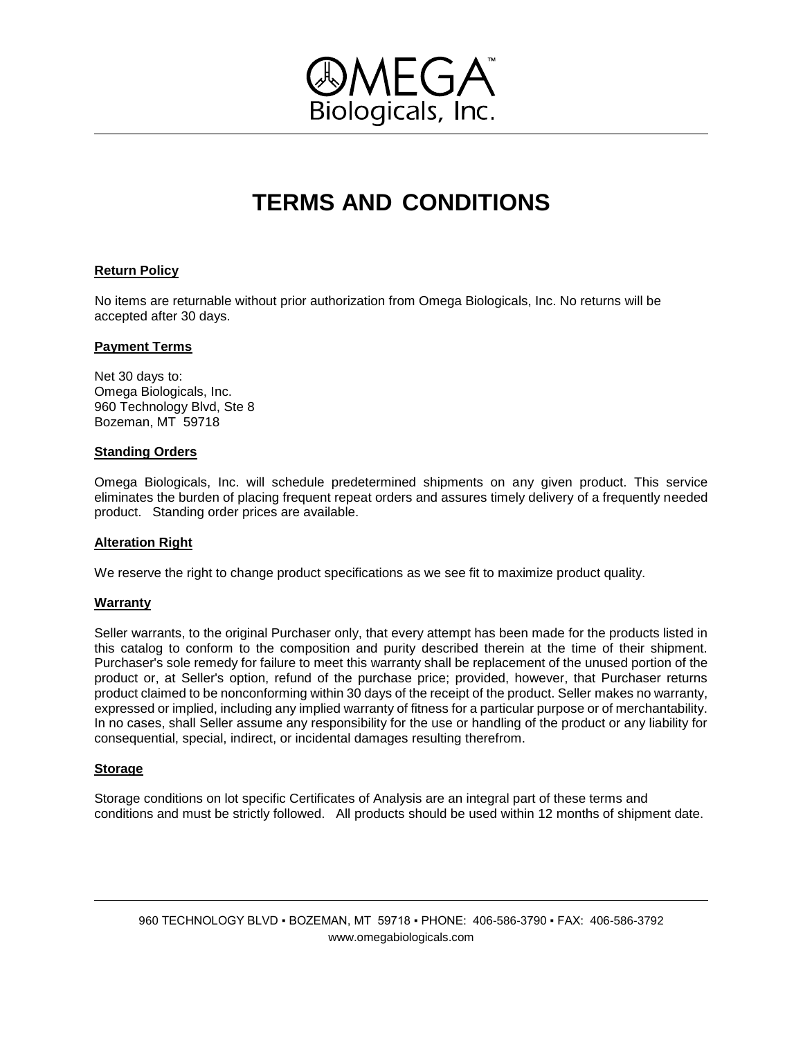OMEGA™
Biologicals, Inc.

# TERMS AND CONDITIONS

**Return Policy**

No items are returnable without prior authorization from Omega Biologicals, Inc. No returns will be accepted after 30 days.

**Payment Terms**

Net 30 days to:
Omega Biologicals, Inc.
960 Technology Blvd, Ste 8
Bozeman, MT 59718

**Standing Orders**

Omega Biologicals, Inc. will schedule predetermined shipments on any given product. This service eliminates the burden of placing frequent repeat orders and assures timely delivery of a frequently needed product. Standing order prices are available.

**Alteration Right**

We reserve the right to change product specifications as we see fit to maximize product quality.

**Warranty**

Seller warrants, to the original Purchaser only, that every attempt has been made for the products listed in this catalog to conform to the composition and purity described therein at the time of their shipment. Purchaser's sole remedy for failure to meet this warranty shall be replacement of the unused portion of the product or, at Seller's option, refund of the purchase price; provided, however, that Purchaser returns product claimed to be nonconforming within 30 days of the receipt of the product. Seller makes no warranty, expressed or implied, including any implied warranty of fitness for a particular purpose or of merchantability. In no cases, shall Seller assume any responsibility for the use or handling of the product or any liability for consequential, special, indirect, or incidental damages resulting therefrom.

**Storage**

Storage conditions on lot specific Certificates of Analysis are an integral part of these terms and conditions and must be strictly followed. All products should be used within 12 months of shipment date.

960 TECHNOLOGY BLVD ▪ BOZEMAN, MT 59718 ▪ PHONE: 406-586-3790 ▪ FAX: 406-586-3792
www.omegabiologicals.com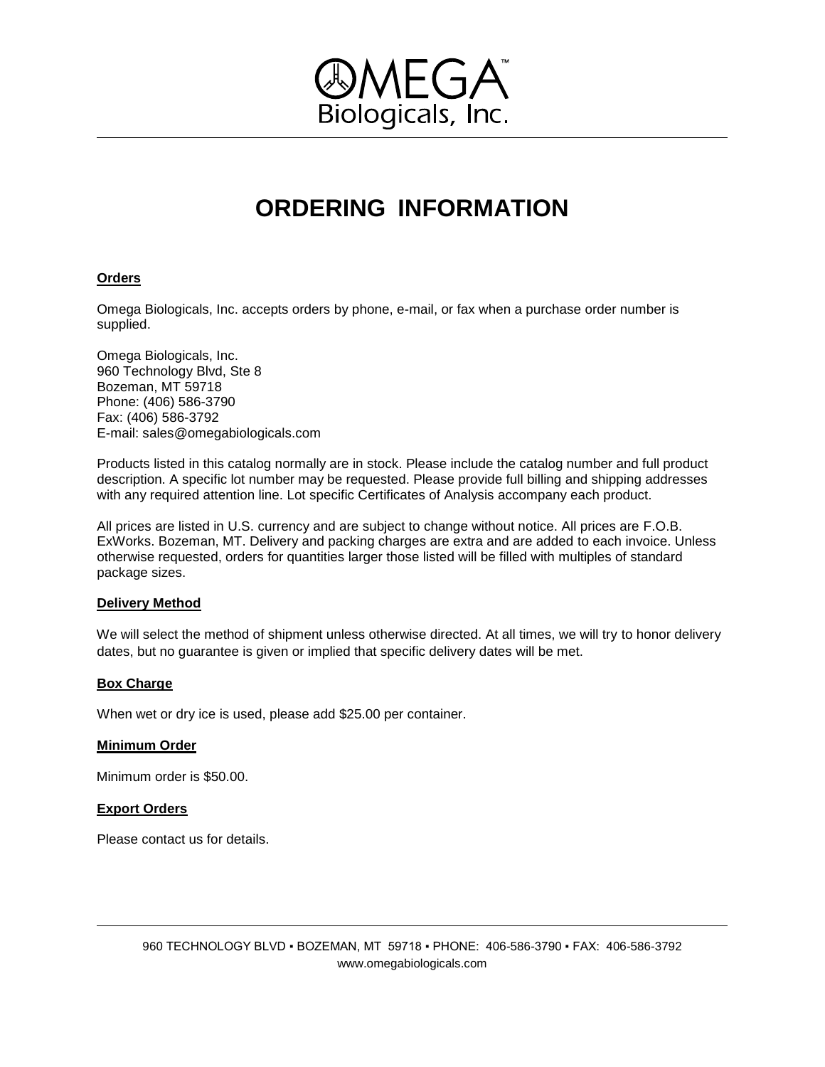# ORDERING INFORMATION

## Orders

Omega Biologicals, Inc. accepts orders by phone, e-mail, or fax when a purchase order number is supplied.

Omega Biologicals, Inc.
960 Technology Blvd, Ste 8
Bozeman, MT 59718
Phone: (406) 586-3790
Fax: (406) 586-3792
E-mail: sales@omegabiologicals.com

Products listed in this catalog normally are in stock. Please include the catalog number and full product description. A specific lot number may be requested. Please provide full billing and shipping addresses with any required attention line. Lot specific Certificates of Analysis accompany each product.

All prices are listed in U.S. currency and are subject to change without notice. All prices are F.O.B. ExWorks. Bozeman, MT. Delivery and packing charges are extra and are added to each invoice. Unless otherwise requested, orders for quantities larger those listed will be filled with multiples of standard package sizes.

## Delivery Method

We will select the method of shipment unless otherwise directed. At all times, we will try to honor delivery dates, but no guarantee is given or implied that specific delivery dates will be met.

## Box Charge

When wet or dry ice is used, please add $25.00 per container.

## Minimum Order

Minimum order is $50.00.

## Export Orders

Please contact us for details.